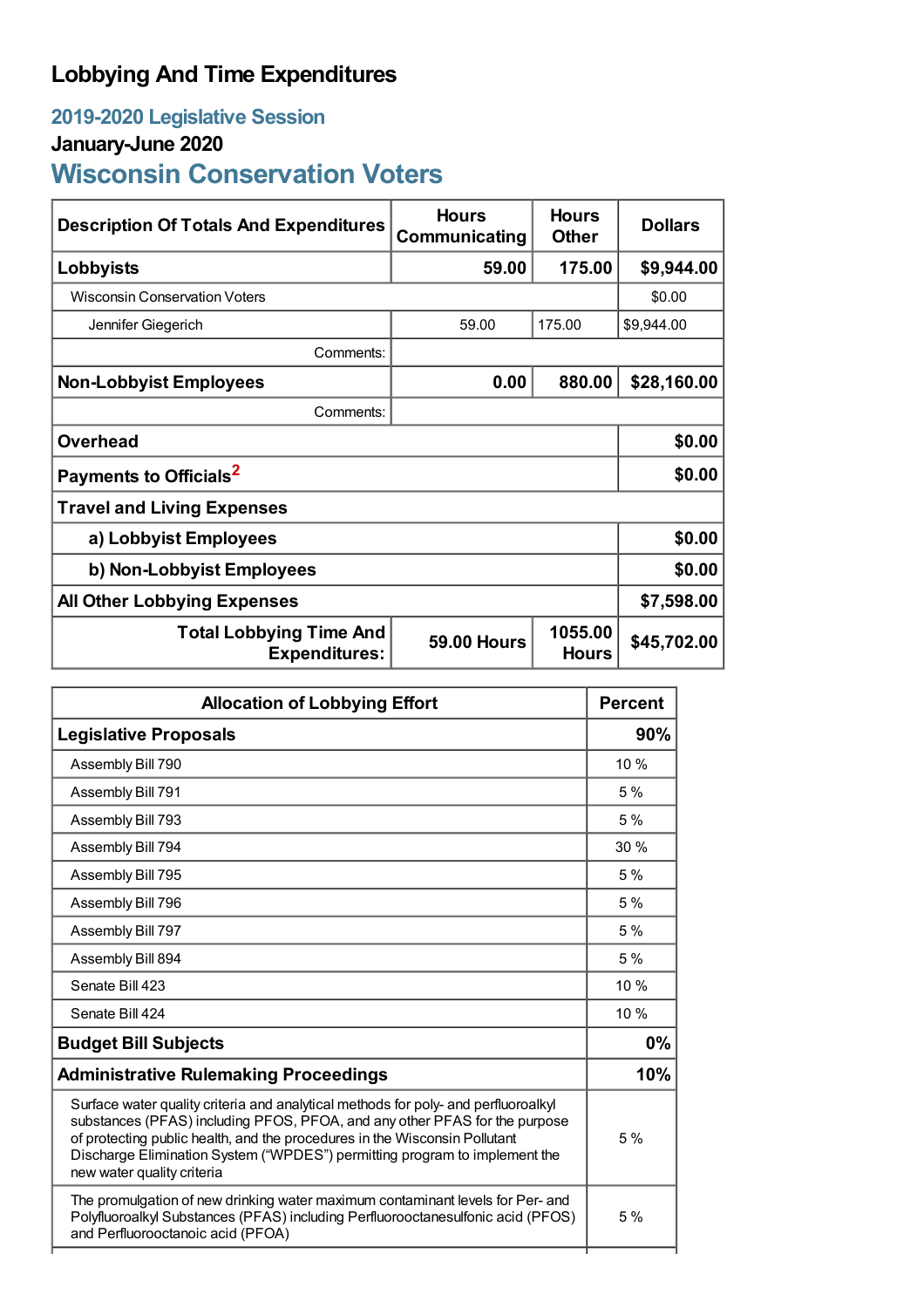# Lobbying And Time Expenditures

## 2019-2020 Legislative Session

### January-June 2020

## Wisconsin Conservation Voters

| Description Of Totals And Expenditures | Hours Communicating | Hours Other | Dollars |
|---|---|---|---|
| **Lobbyists** | **59.00** | **175.00** | **$9,944.00** |
| Wisconsin Conservation Voters | | | $0.00 |
| Jennifer Giegerich | 59.00 | 175.00 | $9,944.00 |
| Comments: | | | |
| **Non-Lobbyist Employees** | **0.00** | **880.00** | **$28,160.00** |
| Comments: | | | |
| **Overhead** | | | **$0.00** |
| **Payments to Officials**[2] | | | **$0.00** |
| **Travel and Living Expenses** | | | |
| **a) Lobbyist Employees** | | | **$0.00** |
| **b) Non-Lobbyist Employees** | | | **$0.00** |
| **All Other Lobbying Expenses** | | | **$7,598.00** |
| **Total Lobbying Time And Expenditures:** | **59.00 Hours** | **1055.00 Hours** | **$45,702.00** |

| Allocation of Lobbying Effort | Percent |
|---|---|
| **Legislative Proposals** | **90%** |
| Assembly Bill 790 | 10 % |
| Assembly Bill 791 | 5 % |
| Assembly Bill 793 | 5 % |
| Assembly Bill 794 | 30 % |
| Assembly Bill 795 | 5 % |
| Assembly Bill 796 | 5 % |
| Assembly Bill 797 | 5 % |
| Assembly Bill 894 | 5 % |
| Senate Bill 423 | 10 % |
| Senate Bill 424 | 10 % |
| **Budget Bill Subjects** | **0%** |
| **Administrative Rulemaking Proceedings** | **10%** |
| Surface water quality criteria and analytical methods for poly- and perfluoroalkyl substances (PFAS) including PFOS, PFOA, and any other PFAS for the purpose of protecting public health, and the procedures in the Wisconsin Pollutant Discharge Elimination System ("WPDES") permitting program to implement the new water quality criteria | 5 % |
| The promulgation of new drinking water maximum contaminant levels for Per- and Polyfluoroalkyl Substances (PFAS) including Perfluorooctanesulfonic acid (PFOS) and Perfluorooctanoic acid (PFOA) | 5 % |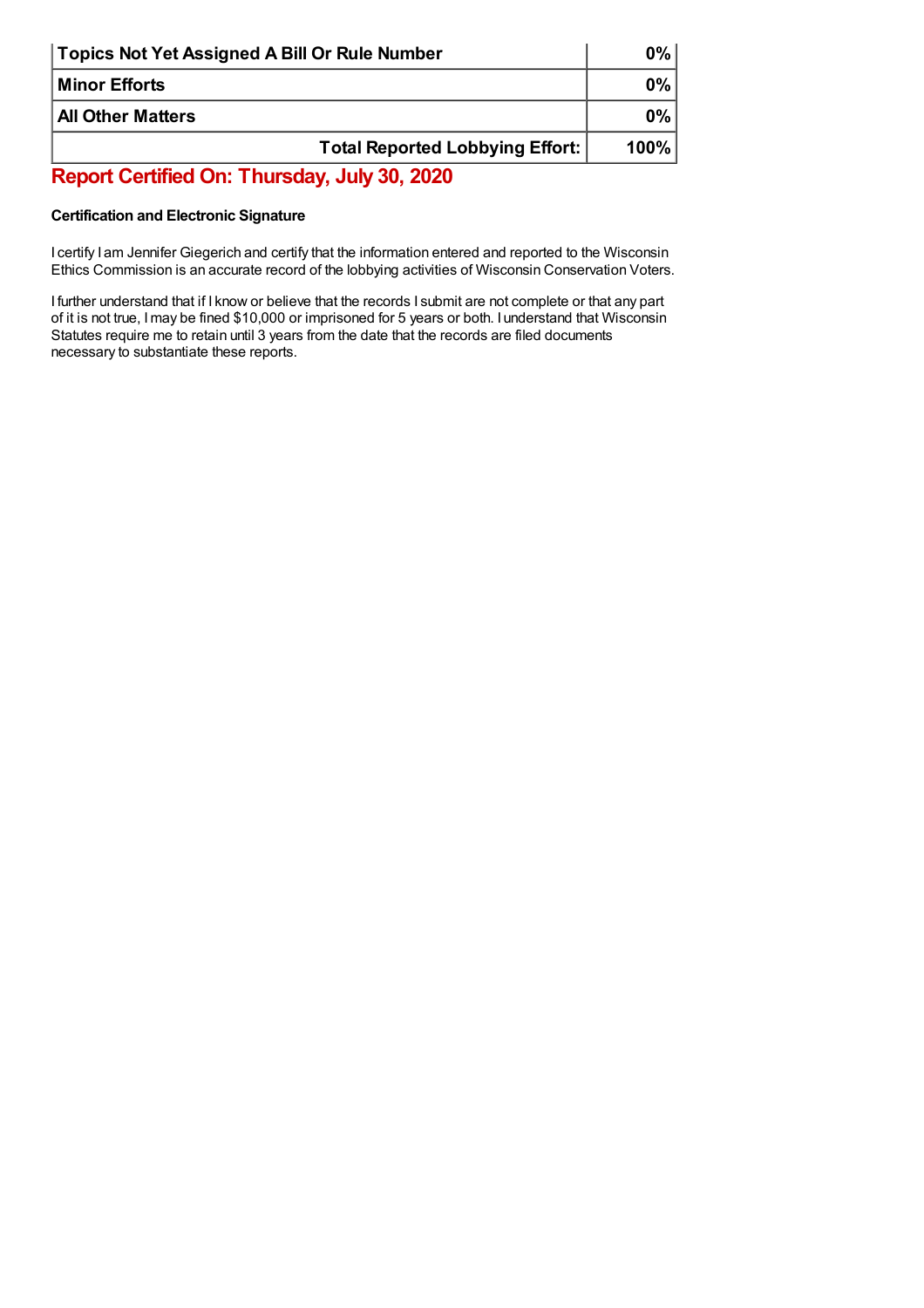| | |
|---|---|
| **Topics Not Yet Assigned A Bill Or Rule Number** | **0%** |
| **Minor Efforts** | **0%** |
| **All Other Matters** | **0%** |
| **Total Reported Lobbying Effort:** | **100%** |

## Report Certified On: Thursday, July 30, 2020

**Certification and Electronic Signature**

I certify I am Jennifer Giegerich and certify that the information entered and reported to the Wisconsin Ethics Commission is an accurate record of the lobbying activities of Wisconsin Conservation Voters.

I further understand that if I know or believe that the records I submit are not complete or that any part of it is not true, I may be fined $10,000 or imprisoned for 5 years or both. I understand that Wisconsin Statutes require me to retain until 3 years from the date that the records are filed documents necessary to substantiate these reports.